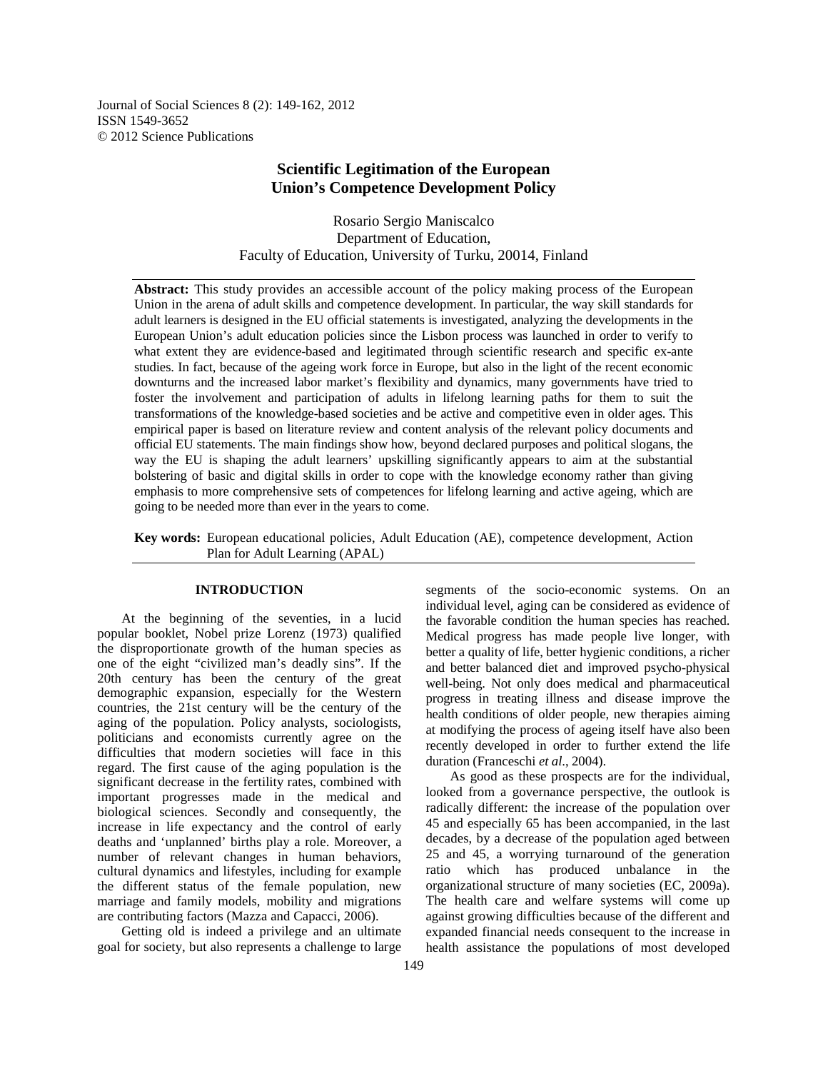# Scientific Legitimation of the European Union's Competence Development Policy

Rosario Sergio Maniscalco
Department of Education,
Faculty of Education, University of Turku, 20014, Finland

**Abstract:** This study provides an accessible account of the policy making process of the European Union in the arena of adult skills and competence development. In particular, the way skill standards for adult learners is designed in the EU official statements is investigated, analyzing the developments in the European Union's adult education policies since the Lisbon process was launched in order to verify to what extent they are evidence-based and legitimated through scientific research and specific ex-ante studies. In fact, because of the ageing work force in Europe, but also in the light of the recent economic downturns and the increased labor market's flexibility and dynamics, many governments have tried to foster the involvement and participation of adults in lifelong learning paths for them to suit the transformations of the knowledge-based societies and be active and competitive even in older ages. This empirical paper is based on literature review and content analysis of the relevant policy documents and official EU statements. The main findings show how, beyond declared purposes and political slogans, the way the EU is shaping the adult learners' upskilling significantly appears to aim at the substantial bolstering of basic and digital skills in order to cope with the knowledge economy rather than giving emphasis to more comprehensive sets of competences for lifelong learning and active ageing, which are going to be needed more than ever in the years to come.

**Key words:** European educational policies, Adult Education (AE), competence development, Action Plan for Adult Learning (APAL)

## INTRODUCTION

At the beginning of the seventies, in a lucid popular booklet, Nobel prize Lorenz (1973) qualified the disproportionate growth of the human species as one of the eight "civilized man's deadly sins". If the 20th century has been the century of the great demographic expansion, especially for the Western countries, the 21st century will be the century of the aging of the population. Policy analysts, sociologists, politicians and economists currently agree on the difficulties that modern societies will face in this regard. The first cause of the aging population is the significant decrease in the fertility rates, combined with important progresses made in the medical and biological sciences. Secondly and consequently, the increase in life expectancy and the control of early deaths and 'unplanned' births play a role. Moreover, a number of relevant changes in human behaviors, cultural dynamics and lifestyles, including for example the different status of the female population, new marriage and family models, mobility and migrations are contributing factors (Mazza and Capacci, 2006).

Getting old is indeed a privilege and an ultimate goal for society, but also represents a challenge to large segments of the socio-economic systems. On an individual level, aging can be considered as evidence of the favorable condition the human species has reached. Medical progress has made people live longer, with better a quality of life, better hygienic conditions, a richer and better balanced diet and improved psycho-physical well-being. Not only does medical and pharmaceutical progress in treating illness and disease improve the health conditions of older people, new therapies aiming at modifying the process of ageing itself have also been recently developed in order to further extend the life duration (Franceschi *et al*., 2004).

As good as these prospects are for the individual, looked from a governance perspective, the outlook is radically different: the increase of the population over 45 and especially 65 has been accompanied, in the last decades, by a decrease of the population aged between 25 and 45, a worrying turnaround of the generation ratio which has produced unbalance in the organizational structure of many societies (EC, 2009a). The health care and welfare systems will come up against growing difficulties because of the different and expanded financial needs consequent to the increase in health assistance the populations of most developed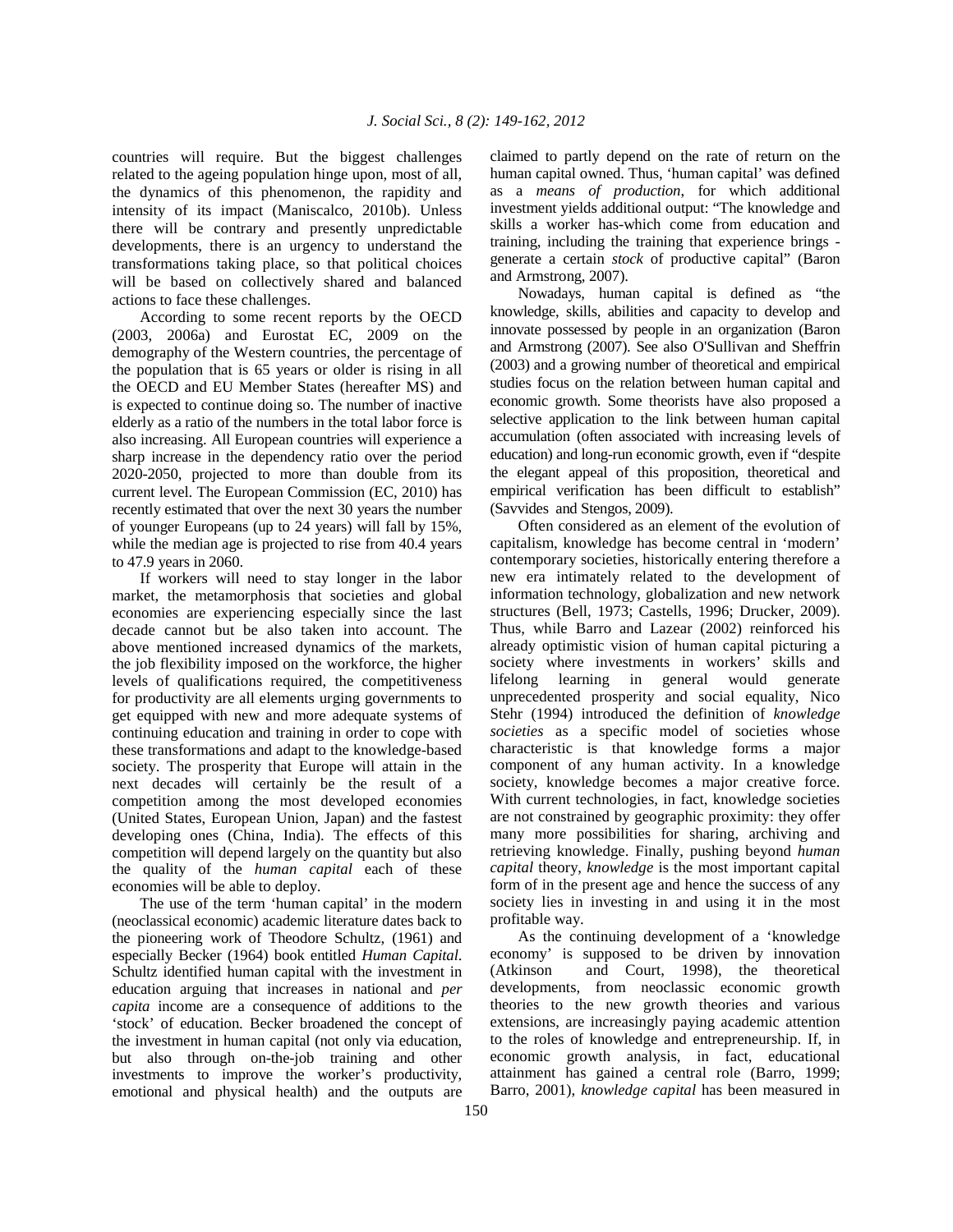countries will require. But the biggest challenges related to the ageing population hinge upon, most of all, the dynamics of this phenomenon, the rapidity and intensity of its impact (Maniscalco, 2010b). Unless there will be contrary and presently unpredictable developments, there is an urgency to understand the transformations taking place, so that political choices will be based on collectively shared and balanced actions to face these challenges.

According to some recent reports by the OECD (2003, 2006a) and Eurostat EC, 2009 on the demography of the Western countries, the percentage of the population that is 65 years or older is rising in all the OECD and EU Member States (hereafter MS) and is expected to continue doing so. The number of inactive elderly as a ratio of the numbers in the total labor force is also increasing. All European countries will experience a sharp increase in the dependency ratio over the period 2020-2050, projected to more than double from its current level. The European Commission (EC, 2010) has recently estimated that over the next 30 years the number of younger Europeans (up to 24 years) will fall by 15%, while the median age is projected to rise from 40.4 years to 47.9 years in 2060.

If workers will need to stay longer in the labor market, the metamorphosis that societies and global economies are experiencing especially since the last decade cannot but be also taken into account. The above mentioned increased dynamics of the markets, the job flexibility imposed on the workforce, the higher levels of qualifications required, the competitiveness for productivity are all elements urging governments to get equipped with new and more adequate systems of continuing education and training in order to cope with these transformations and adapt to the knowledge-based society. The prosperity that Europe will attain in the next decades will certainly be the result of a competition among the most developed economies (United States, European Union, Japan) and the fastest developing ones (China, India). The effects of this competition will depend largely on the quantity but also the quality of the *human capital* each of these economies will be able to deploy.

The use of the term 'human capital' in the modern (neoclassical economic) academic literature dates back to the pioneering work of Theodore Schultz, (1961) and especially Becker (1964) book entitled *Human Capital*. Schultz identified human capital with the investment in education arguing that increases in national and *per capita* income are a consequence of additions to the 'stock' of education. Becker broadened the concept of the investment in human capital (not only via education, but also through on-the-job training and other investments to improve the worker's productivity, emotional and physical health) and the outputs are claimed to partly depend on the rate of return on the human capital owned. Thus, 'human capital' was defined as a *means of production*, for which additional investment yields additional output: "The knowledge and skills a worker has-which come from education and training, including the training that experience brings - generate a certain *stock* of productive capital" (Baron and Armstrong, 2007).

Nowadays, human capital is defined as "the knowledge, skills, abilities and capacity to develop and innovate possessed by people in an organization (Baron and Armstrong (2007). See also O'Sullivan and Sheffrin (2003) and a growing number of theoretical and empirical studies focus on the relation between human capital and economic growth. Some theorists have also proposed a selective application to the link between human capital accumulation (often associated with increasing levels of education) and long-run economic growth, even if "despite the elegant appeal of this proposition, theoretical and empirical verification has been difficult to establish" (Savvides and Stengos, 2009).

Often considered as an element of the evolution of capitalism, knowledge has become central in 'modern' contemporary societies, historically entering therefore a new era intimately related to the development of information technology, globalization and new network structures (Bell, 1973; Castells, 1996; Drucker, 2009). Thus, while Barro and Lazear (2002) reinforced his already optimistic vision of human capital picturing a society where investments in workers' skills and lifelong learning in general would generate unprecedented prosperity and social equality, Nico Stehr (1994) introduced the definition of *knowledge societies* as a specific model of societies whose characteristic is that knowledge forms a major component of any human activity. In a knowledge society, knowledge becomes a major creative force. With current technologies, in fact, knowledge societies are not constrained by geographic proximity: they offer many more possibilities for sharing, archiving and retrieving knowledge. Finally, pushing beyond *human capital* theory, *knowledge* is the most important capital form of in the present age and hence the success of any society lies in investing in and using it in the most profitable way.

As the continuing development of a 'knowledge economy' is supposed to be driven by innovation (Atkinson and Court, 1998), the theoretical developments, from neoclassic economic growth theories to the new growth theories and various extensions, are increasingly paying academic attention to the roles of knowledge and entrepreneurship. If, in economic growth analysis, in fact, educational attainment has gained a central role (Barro, 1999; Barro, 2001), *knowledge capital* has been measured in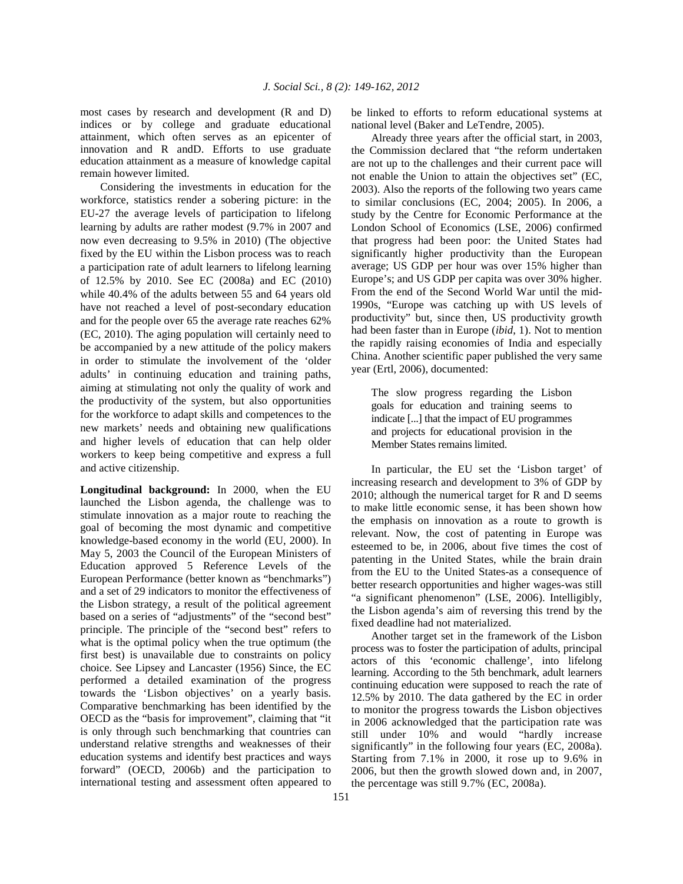most cases by research and development (R and D) indices or by college and graduate educational attainment, which often serves as an epicenter of innovation and R andD. Efforts to use graduate education attainment as a measure of knowledge capital remain however limited.

Considering the investments in education for the workforce, statistics render a sobering picture: in the EU-27 the average levels of participation to lifelong learning by adults are rather modest (9.7% in 2007 and now even decreasing to 9.5% in 2010) (The objective fixed by the EU within the Lisbon process was to reach a participation rate of adult learners to lifelong learning of 12.5% by 2010. See EC (2008a) and EC (2010) while 40.4% of the adults between 55 and 64 years old have not reached a level of post-secondary education and for the people over 65 the average rate reaches 62% (EC, 2010). The aging population will certainly need to be accompanied by a new attitude of the policy makers in order to stimulate the involvement of the 'older adults' in continuing education and training paths, aiming at stimulating not only the quality of work and the productivity of the system, but also opportunities for the workforce to adapt skills and competences to the new markets' needs and obtaining new qualifications and higher levels of education that can help older workers to keep being competitive and express a full and active citizenship.

**Longitudinal background:** In 2000, when the EU launched the Lisbon agenda, the challenge was to stimulate innovation as a major route to reaching the goal of becoming the most dynamic and competitive knowledge-based economy in the world (EU, 2000). In May 5, 2003 the Council of the European Ministers of Education approved 5 Reference Levels of the European Performance (better known as "benchmarks") and a set of 29 indicators to monitor the effectiveness of the Lisbon strategy, a result of the political agreement based on a series of "adjustments" of the "second best" principle. The principle of the "second best" refers to what is the optimal policy when the true optimum (the first best) is unavailable due to constraints on policy choice. See Lipsey and Lancaster (1956) Since, the EC performed a detailed examination of the progress towards the 'Lisbon objectives' on a yearly basis. Comparative benchmarking has been identified by the OECD as the "basis for improvement", claiming that "it is only through such benchmarking that countries can understand relative strengths and weaknesses of their education systems and identify best practices and ways forward" (OECD, 2006b) and the participation to international testing and assessment often appeared to be linked to efforts to reform educational systems at national level (Baker and LeTendre, 2005).

Already three years after the official start, in 2003, the Commission declared that "the reform undertaken are not up to the challenges and their current pace will not enable the Union to attain the objectives set" (EC, 2003). Also the reports of the following two years came to similar conclusions (EC, 2004; 2005). In 2006, a study by the Centre for Economic Performance at the London School of Economics (LSE, 2006) confirmed that progress had been poor: the United States had significantly higher productivity than the European average; US GDP per hour was over 15% higher than Europe's; and US GDP per capita was over 30% higher. From the end of the Second World War until the mid-1990s, "Europe was catching up with US levels of productivity" but, since then, US productivity growth had been faster than in Europe (*ibid*, 1). Not to mention the rapidly raising economies of India and especially China. Another scientific paper published the very same year (Ertl, 2006), documented:

> The slow progress regarding the Lisbon goals for education and training seems to indicate [...] that the impact of EU programmes and projects for educational provision in the Member States remains limited.

In particular, the EU set the 'Lisbon target' of increasing research and development to 3% of GDP by 2010; although the numerical target for R and D seems to make little economic sense, it has been shown how the emphasis on innovation as a route to growth is relevant. Now, the cost of patenting in Europe was esteemed to be, in 2006, about five times the cost of patenting in the United States, while the brain drain from the EU to the United States-as a consequence of better research opportunities and higher wages-was still "a significant phenomenon" (LSE, 2006). Intelligibly, the Lisbon agenda's aim of reversing this trend by the fixed deadline had not materialized.

Another target set in the framework of the Lisbon process was to foster the participation of adults, principal actors of this 'economic challenge', into lifelong learning. According to the 5th benchmark, adult learners continuing education were supposed to reach the rate of 12.5% by 2010. The data gathered by the EC in order to monitor the progress towards the Lisbon objectives in 2006 acknowledged that the participation rate was still under 10% and would "hardly increase significantly" in the following four years (EC, 2008a). Starting from 7.1% in 2000, it rose up to 9.6% in 2006, but then the growth slowed down and, in 2007, the percentage was still 9.7% (EC, 2008a).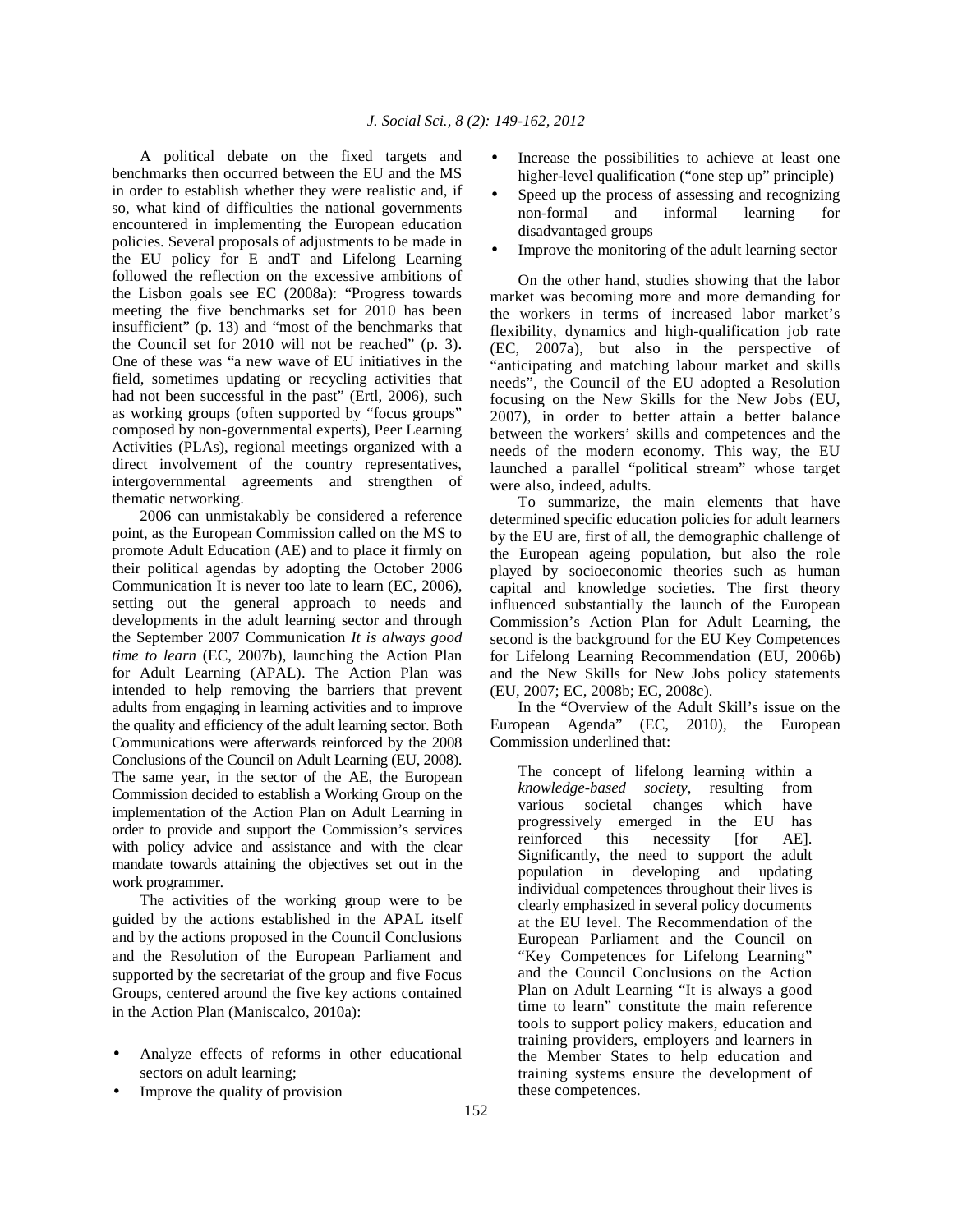A political debate on the fixed targets and benchmarks then occurred between the EU and the MS in order to establish whether they were realistic and, if so, what kind of difficulties the national governments encountered in implementing the European education policies. Several proposals of adjustments to be made in the EU policy for E andT and Lifelong Learning followed the reflection on the excessive ambitions of the Lisbon goals see EC (2008a): "Progress towards meeting the five benchmarks set for 2010 has been insufficient" (p. 13) and "most of the benchmarks that the Council set for 2010 will not be reached" (p. 3). One of these was "a new wave of EU initiatives in the field, sometimes updating or recycling activities that had not been successful in the past" (Ertl, 2006), such as working groups (often supported by "focus groups" composed by non-governmental experts), Peer Learning Activities (PLAs), regional meetings organized with a direct involvement of the country representatives, intergovernmental agreements and strengthen of thematic networking.

2006 can unmistakably be considered a reference point, as the European Commission called on the MS to promote Adult Education (AE) and to place it firmly on their political agendas by adopting the October 2006 Communication It is never too late to learn (EC, 2006), setting out the general approach to needs and developments in the adult learning sector and through the September 2007 Communication *It is always good time to learn* (EC, 2007b), launching the Action Plan for Adult Learning (APAL). The Action Plan was intended to help removing the barriers that prevent adults from engaging in learning activities and to improve the quality and efficiency of the adult learning sector. Both Communications were afterwards reinforced by the 2008 Conclusions of the Council on Adult Learning (EU, 2008). The same year, in the sector of the AE, the European Commission decided to establish a Working Group on the implementation of the Action Plan on Adult Learning in order to provide and support the Commission's services with policy advice and assistance and with the clear mandate towards attaining the objectives set out in the work programmer.

The activities of the working group were to be guided by the actions established in the APAL itself and by the actions proposed in the Council Conclusions and the Resolution of the European Parliament and supported by the secretariat of the group and five Focus Groups, centered around the five key actions contained in the Action Plan (Maniscalco, 2010a):

- Analyze effects of reforms in other educational sectors on adult learning;
- Improve the quality of provision
- Increase the possibilities to achieve at least one higher-level qualification ("one step up" principle)
- Speed up the process of assessing and recognizing non-formal and informal learning for disadvantaged groups
- Improve the monitoring of the adult learning sector

On the other hand, studies showing that the labor market was becoming more and more demanding for the workers in terms of increased labor market's flexibility, dynamics and high-qualification job rate (EC, 2007a), but also in the perspective of "anticipating and matching labour market and skills needs", the Council of the EU adopted a Resolution focusing on the New Skills for the New Jobs (EU, 2007), in order to better attain a better balance between the workers' skills and competences and the needs of the modern economy. This way, the EU launched a parallel "political stream" whose target were also, indeed, adults.

To summarize, the main elements that have determined specific education policies for adult learners by the EU are, first of all, the demographic challenge of the European ageing population, but also the role played by socioeconomic theories such as human capital and knowledge societies. The first theory influenced substantially the launch of the European Commission's Action Plan for Adult Learning, the second is the background for the EU Key Competences for Lifelong Learning Recommendation (EU, 2006b) and the New Skills for New Jobs policy statements (EU, 2007; EC, 2008b; EC, 2008c).

In the "Overview of the Adult Skill's issue on the European Agenda" (EC, 2010), the European Commission underlined that:

> The concept of lifelong learning within a *knowledge-based society*, resulting from various societal changes which have progressively emerged in the EU has reinforced this necessity [for AE]. Significantly, the need to support the adult population in developing and updating individual competences throughout their lives is clearly emphasized in several policy documents at the EU level. The Recommendation of the European Parliament and the Council on "Key Competences for Lifelong Learning" and the Council Conclusions on the Action Plan on Adult Learning "It is always a good time to learn" constitute the main reference tools to support policy makers, education and training providers, employers and learners in the Member States to help education and training systems ensure the development of these competences.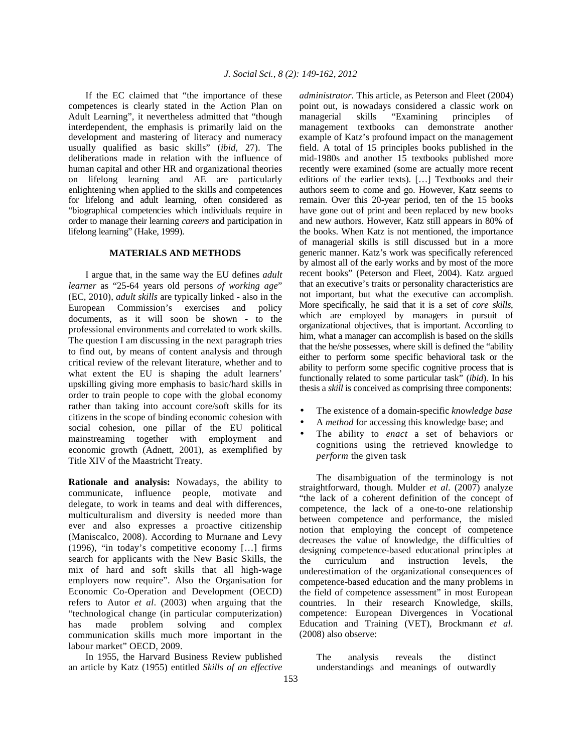If the EC claimed that "the importance of these competences is clearly stated in the Action Plan on Adult Learning", it nevertheless admitted that "though interdependent, the emphasis is primarily laid on the development and mastering of literacy and numeracy usually qualified as basic skills" (*ibid*, 27). The deliberations made in relation with the influence of human capital and other HR and organizational theories on lifelong learning and AE are particularly enlightening when applied to the skills and competences for lifelong and adult learning, often considered as "biographical competencies which individuals require in order to manage their learning *careers* and participation in lifelong learning" (Hake, 1999).

## MATERIALS AND METHODS

I argue that, in the same way the EU defines *adult learner* as "25-64 years old persons *of working age*" (EC, 2010), *adult skills* are typically linked - also in the European Commission's exercises and policy documents, as it will soon be shown - to the professional environments and correlated to work skills. The question I am discussing in the next paragraph tries to find out, by means of content analysis and through critical review of the relevant literature, whether and to what extent the EU is shaping the adult learners' upskilling giving more emphasis to basic/hard skills in order to train people to cope with the global economy rather than taking into account core/soft skills for its citizens in the scope of binding economic cohesion with social cohesion, one pillar of the EU political mainstreaming together with employment and economic growth (Adnett, 2001), as exemplified by Title XIV of the Maastricht Treaty.

**Rationale and analysis:** Nowadays, the ability to communicate, influence people, motivate and delegate, to work in teams and deal with differences, multiculturalism and diversity is needed more than ever and also expresses a proactive citizenship (Maniscalco, 2008). According to Murnane and Levy (1996), "in today's competitive economy [...] firms search for applicants with the New Basic Skills, the mix of hard and soft skills that all high-wage employers now require". Also the Organisation for Economic Co-Operation and Development (OECD) refers to Autor *et al*. (2003) when arguing that the "technological change (in particular computerization) has made problem solving and complex communication skills much more important in the labour market" OECD, 2009.

In 1955, the Harvard Business Review published an article by Katz (1955) entitled *Skills of an effective administrator*. This article, as Peterson and Fleet (2004) point out, is nowadays considered a classic work on managerial skills "Examining principles of management textbooks can demonstrate another example of Katz's profound impact on the management field. A total of 15 principles books published in the mid-1980s and another 15 textbooks published more recently were examined (some are actually more recent editions of the earlier texts). [...] Textbooks and their authors seem to come and go. However, Katz seems to remain. Over this 20-year period, ten of the 15 books have gone out of print and been replaced by new books and new authors. However, Katz still appears in 80% of the books. When Katz is not mentioned, the importance of managerial skills is still discussed but in a more generic manner. Katz's work was specifically referenced by almost all of the early works and by most of the more recent books" (Peterson and Fleet, 2004). Katz argued that an executive's traits or personality characteristics are not important, but what the executive can accomplish. More specifically, he said that it is a set of *core skills*, which are employed by managers in pursuit of organizational objectives, that is important. According to him, what a manager can accomplish is based on the skills that the he/she possesses, where skill is defined the "ability either to perform some specific behavioral task or the ability to perform some specific cognitive process that is functionally related to some particular task" (*ibid*). In his thesis a *skill* is conceived as comprising three components:

- The existence of a domain-specific *knowledge base*
- A *method* for accessing this knowledge base; and
- The ability to *enact* a set of behaviors or cognitions using the retrieved knowledge to *perform* the given task

The disambiguation of the terminology is not straightforward, though. Mulder *et al*. (2007) analyze "the lack of a coherent definition of the concept of competence, the lack of a one-to-one relationship between competence and performance, the misled notion that employing the concept of competence decreases the value of knowledge, the difficulties of designing competence-based educational principles at the curriculum and instruction levels, the underestimation of the organizational consequences of competence-based education and the many problems in the field of competence assessment" in most European countries. In their research Knowledge, skills, competence: European Divergences in Vocational Education and Training (VET), Brockmann *et al*. (2008) also observe:

> The analysis reveals the distinct understandings and meanings of outwardly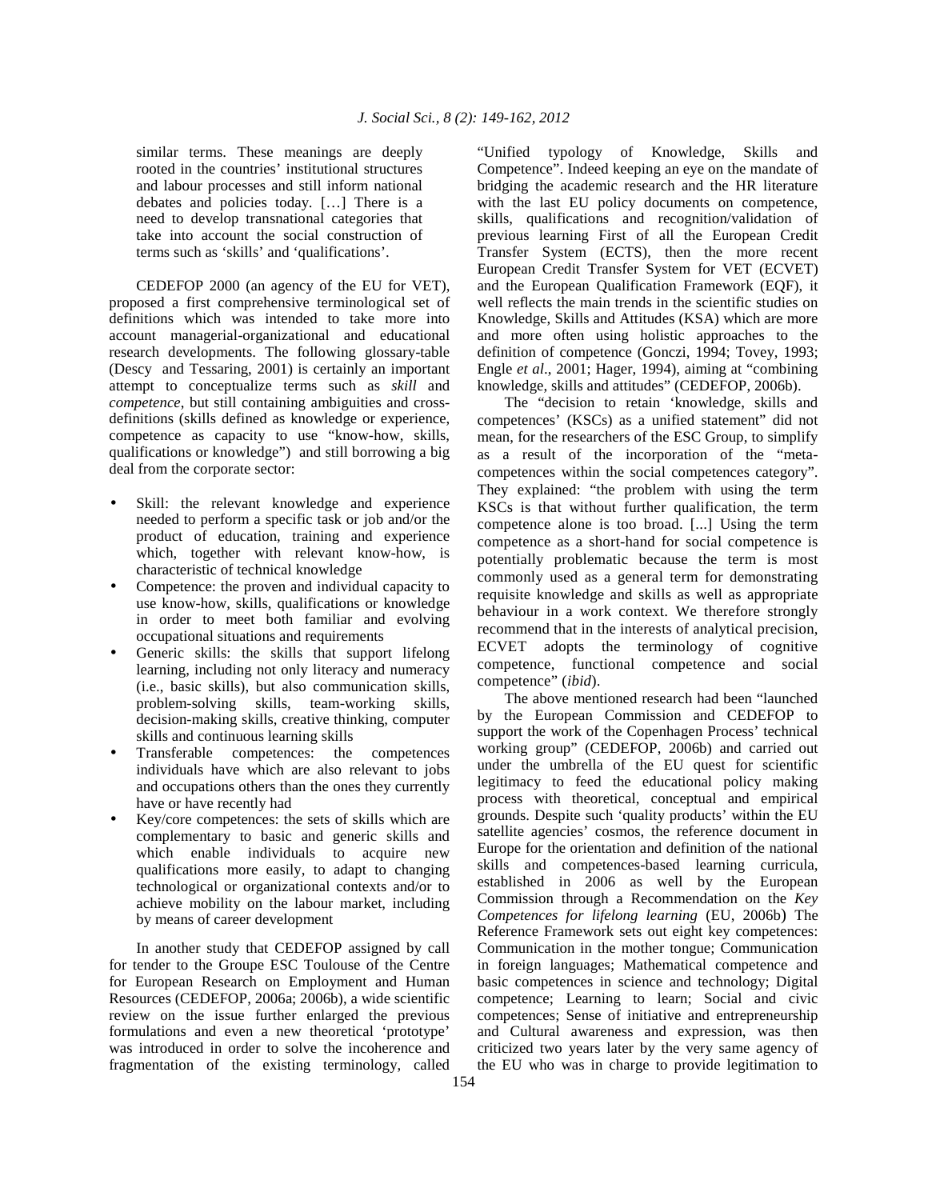similar terms. These meanings are deeply rooted in the countries' institutional structures and labour processes and still inform national debates and policies today. […] There is a need to develop transnational categories that take into account the social construction of terms such as 'skills' and 'qualifications'.

CEDEFOP 2000 (an agency of the EU for VET), proposed a first comprehensive terminological set of definitions which was intended to take more into account managerial-organizational and educational research developments. The following glossary-table (Descy and Tessaring, 2001) is certainly an important attempt to conceptualize terms such as *skill* and *competence*, but still containing ambiguities and cross-definitions (skills defined as knowledge or experience, competence as capacity to use "know-how, skills, qualifications or knowledge") and still borrowing a big deal from the corporate sector:

- Skill: the relevant knowledge and experience needed to perform a specific task or job and/or the product of education, training and experience which, together with relevant know-how, is characteristic of technical knowledge
- Competence: the proven and individual capacity to use know-how, skills, qualifications or knowledge in order to meet both familiar and evolving occupational situations and requirements
- Generic skills: the skills that support lifelong learning, including not only literacy and numeracy (i.e., basic skills), but also communication skills, problem-solving skills, team-working skills, decision-making skills, creative thinking, computer skills and continuous learning skills
- Transferable competences: the competences individuals have which are also relevant to jobs and occupations others than the ones they currently have or have recently had
- Key/core competences: the sets of skills which are complementary to basic and generic skills and which enable individuals to acquire new qualifications more easily, to adapt to changing technological or organizational contexts and/or to achieve mobility on the labour market, including by means of career development

In another study that CEDEFOP assigned by call for tender to the Groupe ESC Toulouse of the Centre for European Research on Employment and Human Resources (CEDEFOP, 2006a; 2006b), a wide scientific review on the issue further enlarged the previous formulations and even a new theoretical 'prototype' was introduced in order to solve the incoherence and fragmentation of the existing terminology, called "Unified typology of Knowledge, Skills and Competence". Indeed keeping an eye on the mandate of bridging the academic research and the HR literature with the last EU policy documents on competence, skills, qualifications and recognition/validation of previous learning First of all the European Credit Transfer System (ECTS), then the more recent European Credit Transfer System for VET (ECVET) and the European Qualification Framework (EQF), it well reflects the main trends in the scientific studies on Knowledge, Skills and Attitudes (KSA) which are more and more often using holistic approaches to the definition of competence (Gonczi, 1994; Tovey, 1993; Engle *et al*., 2001; Hager, 1994), aiming at "combining knowledge, skills and attitudes" (CEDEFOP, 2006b).

The "decision to retain 'knowledge, skills and competences' (KSCs) as a unified statement" did not mean, for the researchers of the ESC Group, to simplify as a result of the incorporation of the "meta-competences within the social competences category". They explained: "the problem with using the term KSCs is that without further qualification, the term competence alone is too broad. [...] Using the term competence as a short-hand for social competence is potentially problematic because the term is most commonly used as a general term for demonstrating requisite knowledge and skills as well as appropriate behaviour in a work context. We therefore strongly recommend that in the interests of analytical precision, ECVET adopts the terminology of cognitive competence, functional competence and social competence" (*ibid*).

The above mentioned research had been "launched by the European Commission and CEDEFOP to support the work of the Copenhagen Process' technical working group" (CEDEFOP, 2006b) and carried out under the umbrella of the EU quest for scientific legitimacy to feed the educational policy making process with theoretical, conceptual and empirical grounds. Despite such 'quality products' within the EU satellite agencies' cosmos, the reference document in Europe for the orientation and definition of the national skills and competences-based learning curricula, established in 2006 as well by the European Commission through a Recommendation on the *Key Competences for lifelong learning* (EU, 2006b) The Reference Framework sets out eight key competences: Communication in the mother tongue; Communication in foreign languages; Mathematical competence and basic competences in science and technology; Digital competence; Learning to learn; Social and civic competences; Sense of initiative and entrepreneurship and Cultural awareness and expression, was then criticized two years later by the very same agency of the EU who was in charge to provide legitimation to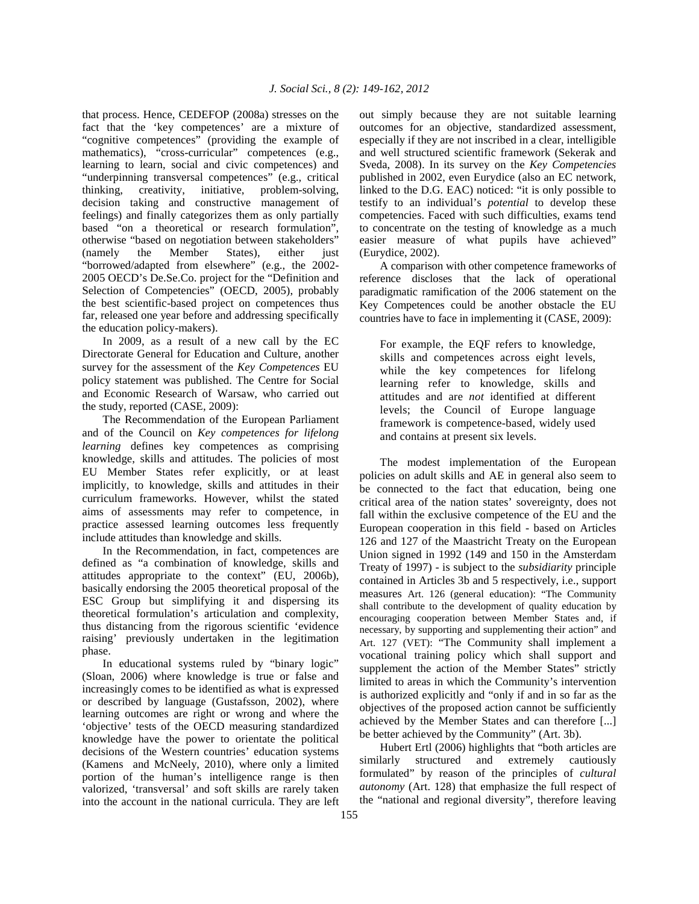that process. Hence, CEDEFOP (2008a) stresses on the fact that the 'key competences' are a mixture of "cognitive competences" (providing the example of mathematics), "cross-curricular" competences (e.g., learning to learn, social and civic competences) and "underpinning transversal competences" (e.g., critical thinking, creativity, initiative, problem-solving, decision taking and constructive management of feelings) and finally categorizes them as only partially based "on a theoretical or research formulation", otherwise "based on negotiation between stakeholders" (namely the Member States), either just "borrowed/adapted from elsewhere" (e.g., the 2002-2005 OECD's De.Se.Co. project for the "Definition and Selection of Competencies" (OECD, 2005), probably the best scientific-based project on competences thus far, released one year before and addressing specifically the education policy-makers).

In 2009, as a result of a new call by the EC Directorate General for Education and Culture, another survey for the assessment of the *Key Competences* EU policy statement was published. The Centre for Social and Economic Research of Warsaw, who carried out the study, reported (CASE, 2009):

The Recommendation of the European Parliament and of the Council on *Key competences for lifelong learning* defines key competences as comprising knowledge, skills and attitudes. The policies of most EU Member States refer explicitly, or at least implicitly, to knowledge, skills and attitudes in their curriculum frameworks. However, whilst the stated aims of assessments may refer to competence, in practice assessed learning outcomes less frequently include attitudes than knowledge and skills.

In the Recommendation, in fact, competences are defined as "a combination of knowledge, skills and attitudes appropriate to the context" (EU, 2006b), basically endorsing the 2005 theoretical proposal of the ESC Group but simplifying it and dispersing its theoretical formulation's articulation and complexity, thus distancing from the rigorous scientific 'evidence raising' previously undertaken in the legitimation phase.

In educational systems ruled by "binary logic" (Sloan, 2006) where knowledge is true or false and increasingly comes to be identified as what is expressed or described by language (Gustafsson, 2002), where learning outcomes are right or wrong and where the 'objective' tests of the OECD measuring standardized knowledge have the power to orientate the political decisions of the Western countries' education systems (Kamens and McNeely, 2010), where only a limited portion of the human's intelligence range is then valorized, 'transversal' and soft skills are rarely taken into the account in the national curricula. They are left out simply because they are not suitable learning outcomes for an objective, standardized assessment, especially if they are not inscribed in a clear, intelligible and well structured scientific framework (Sekerak and Sveda, 2008). In its survey on the *Key Competencies* published in 2002, even Eurydice (also an EC network, linked to the D.G. EAC) noticed: "it is only possible to testify to an individual's *potential* to develop these competencies. Faced with such difficulties, exams tend to concentrate on the testing of knowledge as a much easier measure of what pupils have achieved" (Eurydice, 2002).

A comparison with other competence frameworks of reference discloses that the lack of operational paradigmatic ramification of the 2006 statement on the Key Competences could be another obstacle the EU countries have to face in implementing it (CASE, 2009):

> For example, the EQF refers to knowledge, skills and competences across eight levels, while the key competences for lifelong learning refer to knowledge, skills and attitudes and are *not* identified at different levels; the Council of Europe language framework is competence-based, widely used and contains at present six levels.

The modest implementation of the European policies on adult skills and AE in general also seem to be connected to the fact that education, being one critical area of the nation states' sovereignty, does not fall within the exclusive competence of the EU and the European cooperation in this field - based on Articles 126 and 127 of the Maastricht Treaty on the European Union signed in 1992 (149 and 150 in the Amsterdam Treaty of 1997) - is subject to the *subsidiarity* principle contained in Articles 3b and 5 respectively, i.e., support measures Art. 126 (general education): "The Community shall contribute to the development of quality education by encouraging cooperation between Member States and, if necessary, by supporting and supplementing their action" and Art. 127 (VET): "The Community shall implement a vocational training policy which shall support and supplement the action of the Member States" strictly limited to areas in which the Community's intervention is authorized explicitly and "only if and in so far as the objectives of the proposed action cannot be sufficiently achieved by the Member States and can therefore [...] be better achieved by the Community" (Art. 3b).

Hubert Ertl (2006) highlights that "both articles are similarly structured and extremely cautiously formulated" by reason of the principles of *cultural autonomy* (Art. 128) that emphasize the full respect of the "national and regional diversity", therefore leaving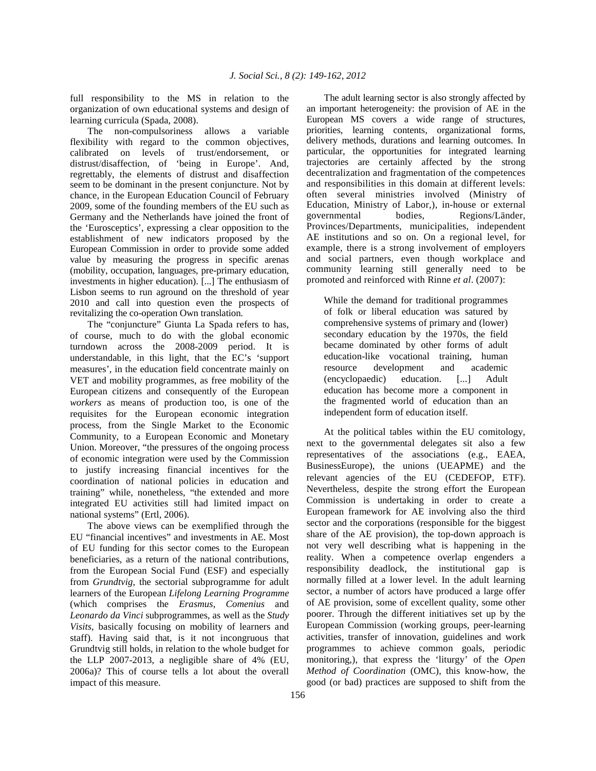full responsibility to the MS in relation to the organization of own educational systems and design of learning curricula (Spada, 2008).

The non-compulsoriness allows a variable flexibility with regard to the common objectives, calibrated on levels of trust/endorsement, or distrust/disaffection, of 'being in Europe'. And, regrettably, the elements of distrust and disaffection seem to be dominant in the present conjuncture. Not by chance, in the European Education Council of February 2009, some of the founding members of the EU such as Germany and the Netherlands have joined the front of the 'Eurosceptics', expressing a clear opposition to the establishment of new indicators proposed by the European Commission in order to provide some added value by measuring the progress in specific arenas (mobility, occupation, languages, pre-primary education, investments in higher education). [...] The enthusiasm of Lisbon seems to run aground on the threshold of year 2010 and call into question even the prospects of revitalizing the co-operation Own translation.

The "conjuncture" Giunta La Spada refers to has, of course, much to do with the global economic turndown across the 2008-2009 period. It is understandable, in this light, that the EC's 'support measures', in the education field concentrate mainly on VET and mobility programmes, as free mobility of the European citizens and consequently of the European *workers* as means of production too, is one of the requisites for the European economic integration process, from the Single Market to the Economic Community, to a European Economic and Monetary Union. Moreover, "the pressures of the ongoing process of economic integration were used by the Commission to justify increasing financial incentives for the coordination of national policies in education and training" while, nonetheless, "the extended and more integrated EU activities still had limited impact on national systems" (Ertl, 2006).

The above views can be exemplified through the EU "financial incentives" and investments in AE. Most of EU funding for this sector comes to the European beneficiaries, as a return of the national contributions, from the European Social Fund (ESF) and especially from *Grundtvig*, the sectorial subprogramme for adult learners of the European *Lifelong Learning Programme* (which comprises the *Erasmus*, *Comenius* and *Leonardo da Vinci* subprogrammes, as well as the *Study Visits*, basically focusing on mobility of learners and staff). Having said that, is it not incongruous that Grundtvig still holds, in relation to the whole budget for the LLP 2007-2013, a negligible share of 4% (EU, 2006a)? This of course tells a lot about the overall impact of this measure.

The adult learning sector is also strongly affected by an important heterogeneity: the provision of AE in the European MS covers a wide range of structures, priorities, learning contents, organizational forms, delivery methods, durations and learning outcomes. In particular, the opportunities for integrated learning trajectories are certainly affected by the strong decentralization and fragmentation of the competences and responsibilities in this domain at different levels: often several ministries involved (Ministry of Education, Ministry of Labor,), in-house or external governmental bodies, Regions/Länder, Provinces/Departments, municipalities, independent AE institutions and so on. On a regional level, for example, there is a strong involvement of employers and social partners, even though workplace and community learning still generally need to be promoted and reinforced with Rinne *et al*. (2007):

> While the demand for traditional programmes of folk or liberal education was satured by comprehensive systems of primary and (lower) secondary education by the 1970s, the field became dominated by other forms of adult education-like vocational training, human resource development and academic (encyclopaedic) education. [...] Adult education has become more a component in the fragmented world of education than an independent form of education itself.

At the political tables within the EU comitology, next to the governmental delegates sit also a few representatives of the associations (e.g., EAEA, BusinessEurope), the unions (UEAPME) and the relevant agencies of the EU (CEDEFOP, ETF). Nevertheless, despite the strong effort the European Commission is undertaking in order to create a European framework for AE involving also the third sector and the corporations (responsible for the biggest share of the AE provision), the top-down approach is not very well describing what is happening in the reality. When a competence overlap engenders a responsibility deadlock, the institutional gap is normally filled at a lower level. In the adult learning sector, a number of actors have produced a large offer of AE provision, some of excellent quality, some other poorer. Through the different initiatives set up by the European Commission (working groups, peer-learning activities, transfer of innovation, guidelines and work programmes to achieve common goals, periodic monitoring,), that express the 'liturgy' of the *Open Method of Coordination* (OMC), this know-how, the good (or bad) practices are supposed to shift from the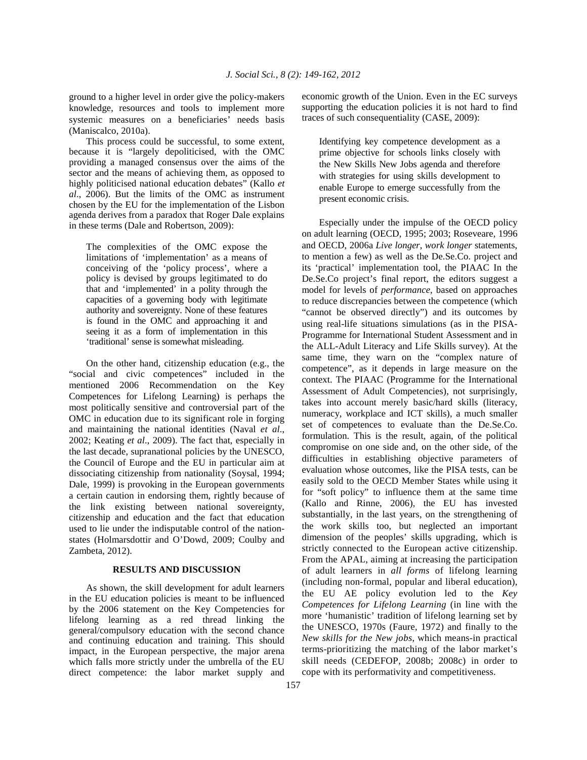ground to a higher level in order give the policy-makers knowledge, resources and tools to implement more systemic measures on a beneficiaries' needs basis (Maniscalco, 2010a).

This process could be successful, to some extent, because it is "largely depoliticised, with the OMC providing a managed consensus over the aims of the sector and the means of achieving them, as opposed to highly politicised national education debates" (Kallo *et al*., 2006). But the limits of the OMC as instrument chosen by the EU for the implementation of the Lisbon agenda derives from a paradox that Roger Dale explains in these terms (Dale and Robertson, 2009):

> The complexities of the OMC expose the limitations of 'implementation' as a means of conceiving of the 'policy process', where a policy is devised by groups legitimated to do that and 'implemented' in a polity through the capacities of a governing body with legitimate authority and sovereignty. None of these features is found in the OMC and approaching it and seeing it as a form of implementation in this 'traditional' sense is somewhat misleading.

On the other hand, citizenship education (e.g., the "social and civic competences" included in the mentioned 2006 Recommendation on the Key Competences for Lifelong Learning) is perhaps the most politically sensitive and controversial part of the OMC in education due to its significant role in forging and maintaining the national identities (Naval *et al*., 2002; Keating *et al*., 2009). The fact that, especially in the last decade, supranational policies by the UNESCO, the Council of Europe and the EU in particular aim at dissociating citizenship from nationality (Soysal, 1994; Dale, 1999) is provoking in the European governments a certain caution in endorsing them, rightly because of the link existing between national sovereignty, citizenship and education and the fact that education used to lie under the indisputable control of the nation-states (Holmarsdottir and O'Dowd, 2009; Coulby and Zambeta, 2012).

## RESULTS AND DISCUSSION

As shown, the skill development for adult learners in the EU education policies is meant to be influenced by the 2006 statement on the Key Competencies for lifelong learning as a red thread linking the general/compulsory education with the second chance and continuing education and training. This should impact, in the European perspective, the major arena which falls more strictly under the umbrella of the EU direct competence: the labor market supply and economic growth of the Union. Even in the EC surveys supporting the education policies it is not hard to find traces of such consequentiality (CASE, 2009):

> Identifying key competence development as a prime objective for schools links closely with the New Skills New Jobs agenda and therefore with strategies for using skills development to enable Europe to emerge successfully from the present economic crisis.

Especially under the impulse of the OECD policy on adult learning (OECD, 1995; 2003; Roseveare, 1996 and OECD, 2006a *Live longer, work longer* statements, to mention a few) as well as the De.Se.Co. project and its 'practical' implementation tool, the PIAAC In the De.Se.Co project's final report, the editors suggest a model for levels of *performance*, based on approaches to reduce discrepancies between the competence (which "cannot be observed directly") and its outcomes by using real-life situations simulations (as in the PISA-Programme for International Student Assessment and in the ALL-Adult Literacy and Life Skills survey). At the same time, they warn on the "complex nature of competence", as it depends in large measure on the context. The PIAAC (Programme for the International Assessment of Adult Competencies), not surprisingly, takes into account merely basic/hard skills (literacy, numeracy, workplace and ICT skills), a much smaller set of competences to evaluate than the De.Se.Co. formulation. This is the result, again, of the political compromise on one side and, on the other side, of the difficulties in establishing objective parameters of evaluation whose outcomes, like the PISA tests, can be easily sold to the OECD Member States while using it for "soft policy" to influence them at the same time (Kallo and Rinne, 2006), the EU has invested substantially, in the last years, on the strengthening of the work skills too, but neglected an important dimension of the peoples' skills upgrading, which is strictly connected to the European active citizenship. From the APAL, aiming at increasing the participation of adult learners in *all forms* of lifelong learning (including non-formal, popular and liberal education), the EU AE policy evolution led to the *Key Competences for Lifelong Learning* (in line with the more 'humanistic' tradition of lifelong learning set by the UNESCO, 1970s (Faure, 1972) and finally to the *New skills for the New jobs*, which means-in practical terms-prioritizing the matching of the labor market's skill needs (CEDEFOP, 2008b; 2008c) in order to cope with its performativity and competitiveness.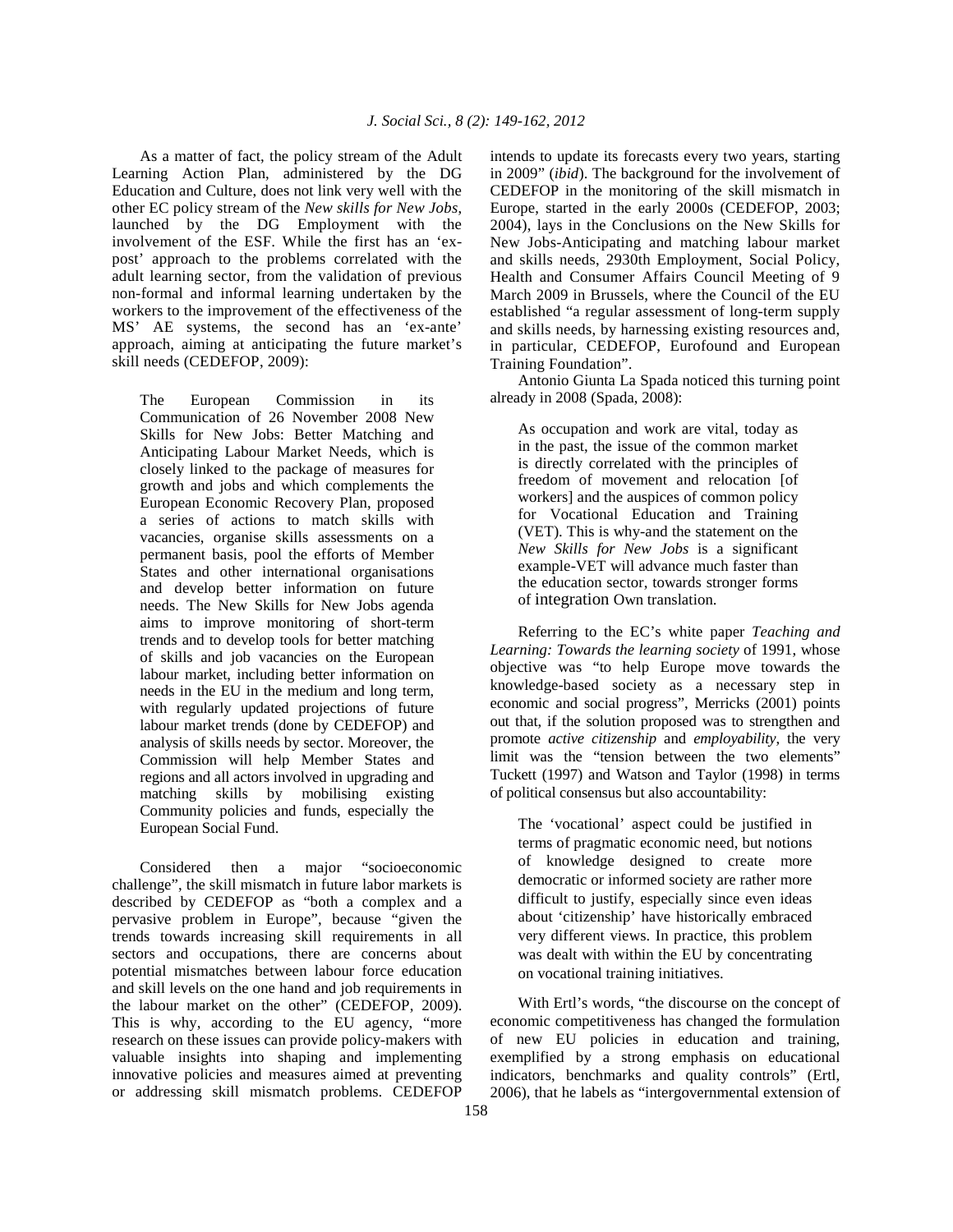As a matter of fact, the policy stream of the Adult Learning Action Plan, administered by the DG Education and Culture, does not link very well with the other EC policy stream of the *New skills for New Jobs*, launched by the DG Employment with the involvement of the ESF. While the first has an 'ex-post' approach to the problems correlated with the adult learning sector, from the validation of previous non-formal and informal learning undertaken by the workers to the improvement of the effectiveness of the MS' AE systems, the second has an 'ex-ante' approach, aiming at anticipating the future market's skill needs (CEDEFOP, 2009):

> The European Commission in its Communication of 26 November 2008 New Skills for New Jobs: Better Matching and Anticipating Labour Market Needs, which is closely linked to the package of measures for growth and jobs and which complements the European Economic Recovery Plan, proposed a series of actions to match skills with vacancies, organise skills assessments on a permanent basis, pool the efforts of Member States and other international organisations and develop better information on future needs. The New Skills for New Jobs agenda aims to improve monitoring of short-term trends and to develop tools for better matching of skills and job vacancies on the European labour market, including better information on needs in the EU in the medium and long term, with regularly updated projections of future labour market trends (done by CEDEFOP) and analysis of skills needs by sector. Moreover, the Commission will help Member States and regions and all actors involved in upgrading and matching skills by mobilising existing Community policies and funds, especially the European Social Fund.

Considered then a major "socioeconomic challenge", the skill mismatch in future labor markets is described by CEDEFOP as "both a complex and a pervasive problem in Europe", because "given the trends towards increasing skill requirements in all sectors and occupations, there are concerns about potential mismatches between labour force education and skill levels on the one hand and job requirements in the labour market on the other" (CEDEFOP, 2009). This is why, according to the EU agency, "more research on these issues can provide policy-makers with valuable insights into shaping and implementing innovative policies and measures aimed at preventing or addressing skill mismatch problems. CEDEFOP intends to update its forecasts every two years, starting in 2009" (*ibid*). The background for the involvement of CEDEFOP in the monitoring of the skill mismatch in Europe, started in the early 2000s (CEDEFOP, 2003; 2004), lays in the Conclusions on the New Skills for New Jobs-Anticipating and matching labour market and skills needs, 2930th Employment, Social Policy, Health and Consumer Affairs Council Meeting of 9 March 2009 in Brussels, where the Council of the EU established "a regular assessment of long-term supply and skills needs, by harnessing existing resources and, in particular, CEDEFOP, Eurofound and European Training Foundation".

Antonio Giunta La Spada noticed this turning point already in 2008 (Spada, 2008):

> As occupation and work are vital, today as in the past, the issue of the common market is directly correlated with the principles of freedom of movement and relocation [of workers] and the auspices of common policy for Vocational Education and Training (VET). This is why-and the statement on the *New Skills for New Jobs* is a significant example-VET will advance much faster than the education sector, towards stronger forms of integration Own translation.

Referring to the EC's white paper *Teaching and Learning: Towards the learning society* of 1991, whose objective was "to help Europe move towards the knowledge-based society as a necessary step in economic and social progress", Merricks (2001) points out that, if the solution proposed was to strengthen and promote *active citizenship* and *employability*, the very limit was the "tension between the two elements" Tuckett (1997) and Watson and Taylor (1998) in terms of political consensus but also accountability:

> The 'vocational' aspect could be justified in terms of pragmatic economic need, but notions of knowledge designed to create more democratic or informed society are rather more difficult to justify, especially since even ideas about 'citizenship' have historically embraced very different views. In practice, this problem was dealt with within the EU by concentrating on vocational training initiatives.

With Ertl's words, "the discourse on the concept of economic competitiveness has changed the formulation of new EU policies in education and training, exemplified by a strong emphasis on educational indicators, benchmarks and quality controls" (Ertl, 2006), that he labels as "intergovernmental extension of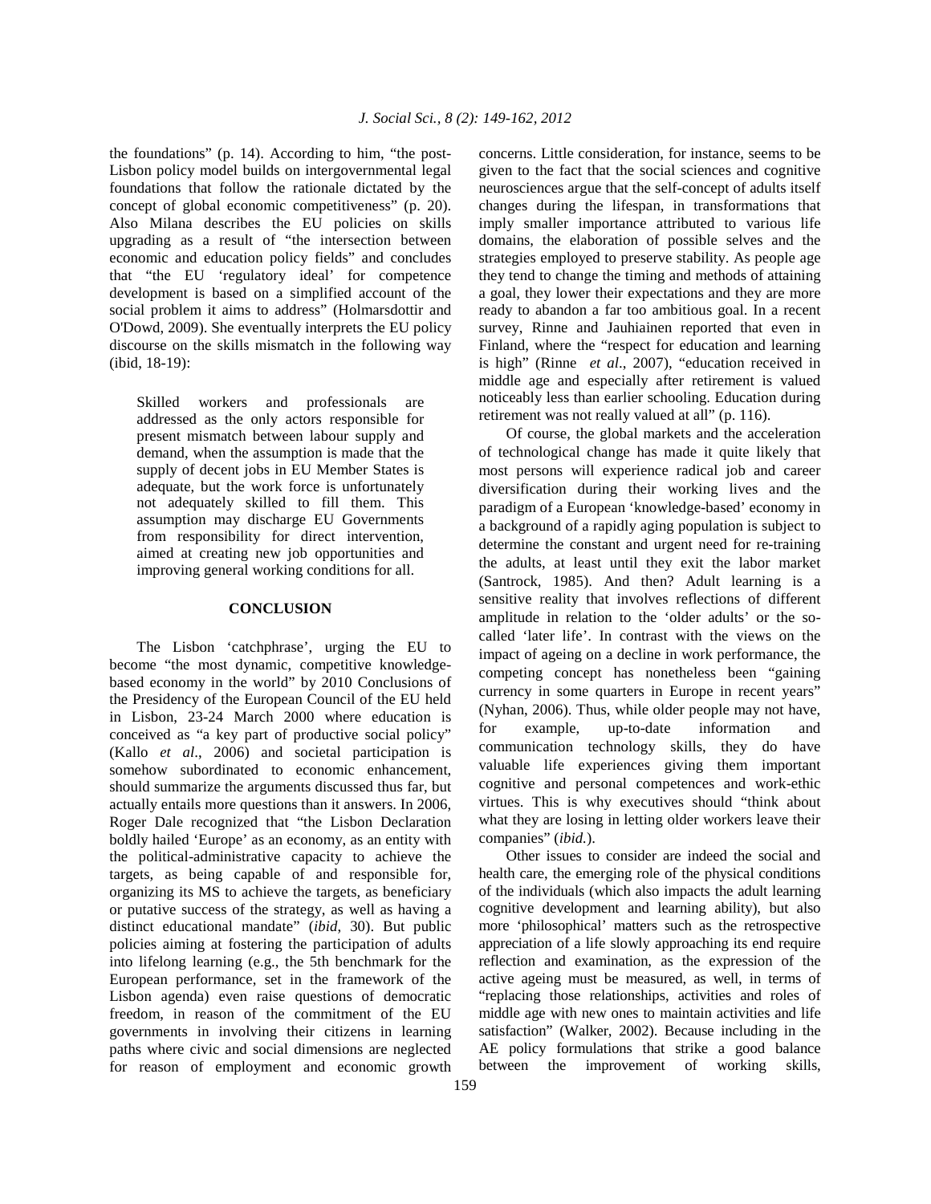the foundations" (p. 14). According to him, "the post-Lisbon policy model builds on intergovernmental legal foundations that follow the rationale dictated by the concept of global economic competitiveness" (p. 20). Also Milana describes the EU policies on skills upgrading as a result of "the intersection between economic and education policy fields" and concludes that "the EU 'regulatory ideal' for competence development is based on a simplified account of the social problem it aims to address" (Holmarsdottir and O'Dowd, 2009). She eventually interprets the EU policy discourse on the skills mismatch in the following way (ibid, 18-19):

> Skilled workers and professionals are addressed as the only actors responsible for present mismatch between labour supply and demand, when the assumption is made that the supply of decent jobs in EU Member States is adequate, but the work force is unfortunately not adequately skilled to fill them. This assumption may discharge EU Governments from responsibility for direct intervention, aimed at creating new job opportunities and improving general working conditions for all.

## CONCLUSION

The Lisbon 'catchphrase', urging the EU to become "the most dynamic, competitive knowledge-based economy in the world" by 2010 Conclusions of the Presidency of the European Council of the EU held in Lisbon, 23-24 March 2000 where education is conceived as "a key part of productive social policy" (Kallo *et al*., 2006) and societal participation is somehow subordinated to economic enhancement, should summarize the arguments discussed thus far, but actually entails more questions than it answers. In 2006, Roger Dale recognized that "the Lisbon Declaration boldly hailed 'Europe' as an economy, as an entity with the political-administrative capacity to achieve the targets, as being capable of and responsible for, organizing its MS to achieve the targets, as beneficiary or putative success of the strategy, as well as having a distinct educational mandate" (*ibid*, 30). But public policies aiming at fostering the participation of adults into lifelong learning (e.g., the 5th benchmark for the European performance, set in the framework of the Lisbon agenda) even raise questions of democratic freedom, in reason of the commitment of the EU governments in involving their citizens in learning paths where civic and social dimensions are neglected for reason of employment and economic growth concerns. Little consideration, for instance, seems to be given to the fact that the social sciences and cognitive neurosciences argue that the self-concept of adults itself changes during the lifespan, in transformations that imply smaller importance attributed to various life domains, the elaboration of possible selves and the strategies employed to preserve stability. As people age they tend to change the timing and methods of attaining a goal, they lower their expectations and they are more ready to abandon a far too ambitious goal. In a recent survey, Rinne and Jauhiainen reported that even in Finland, where the "respect for education and learning is high" (Rinne *et al*., 2007), "education received in middle age and especially after retirement is valued noticeably less than earlier schooling. Education during retirement was not really valued at all" (p. 116).

Of course, the global markets and the acceleration of technological change has made it quite likely that most persons will experience radical job and career diversification during their working lives and the paradigm of a European 'knowledge-based' economy in a background of a rapidly aging population is subject to determine the constant and urgent need for re-training the adults, at least until they exit the labor market (Santrock, 1985). And then? Adult learning is a sensitive reality that involves reflections of different amplitude in relation to the 'older adults' or the so-called 'later life'. In contrast with the views on the impact of ageing on a decline in work performance, the competing concept has nonetheless been "gaining currency in some quarters in Europe in recent years" (Nyhan, 2006). Thus, while older people may not have, for example, up-to-date information and communication technology skills, they do have valuable life experiences giving them important cognitive and personal competences and work-ethic virtues. This is why executives should "think about what they are losing in letting older workers leave their companies" (*ibid.*).

Other issues to consider are indeed the social and health care, the emerging role of the physical conditions of the individuals (which also impacts the adult learning cognitive development and learning ability), but also more 'philosophical' matters such as the retrospective appreciation of a life slowly approaching its end require reflection and examination, as the expression of the active ageing must be measured, as well, in terms of "replacing those relationships, activities and roles of middle age with new ones to maintain activities and life satisfaction" (Walker, 2002). Because including in the AE policy formulations that strike a good balance between the improvement of working skills,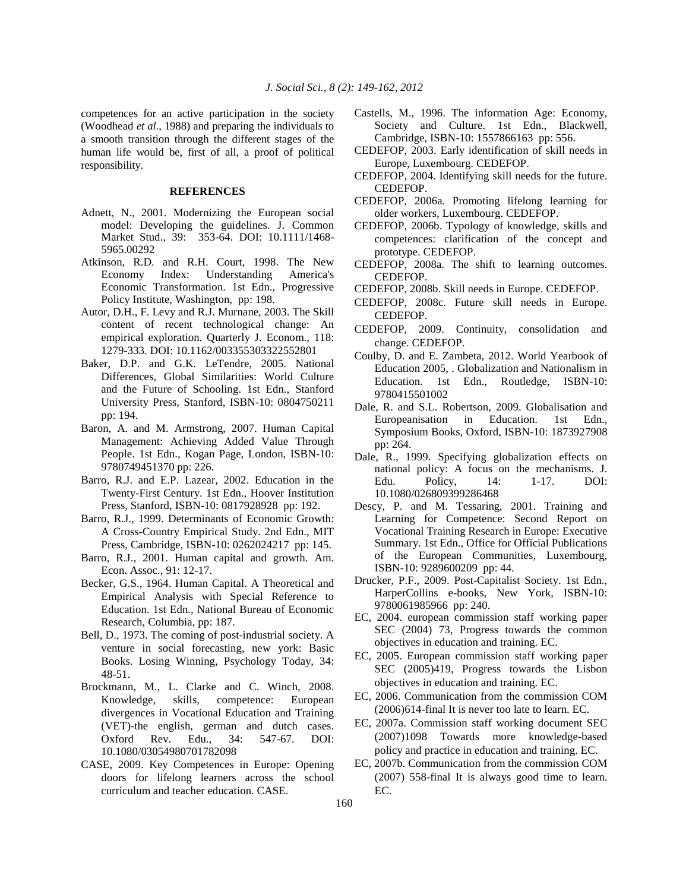competences for an active participation in the society (Woodhead *et al*., 1988) and preparing the individuals to a smooth transition through the different stages of the human life would be, first of all, a proof of political responsibility.

## REFERENCES

Adnett, N., 2001. Modernizing the European social model: Developing the guidelines. J. Common Market Stud., 39: 353-64. DOI: 10.1111/1468-5965.00292

Atkinson, R.D. and R.H. Court, 1998. The New Economy Index: Understanding America's Economic Transformation. 1st Edn., Progressive Policy Institute, Washington, pp: 198.

Autor, D.H., F. Levy and R.J. Murnane, 2003. The Skill content of recent technological change: An empirical exploration. Quarterly J. Econom., 118: 1279-333. DOI: 10.1162/003355303322552801

Baker, D.P. and G.K. LeTendre, 2005. National Differences, Global Similarities: World Culture and the Future of Schooling. 1st Edn., Stanford University Press, Stanford, ISBN-10: 0804750211 pp: 194.

Baron, A. and M. Armstrong, 2007. Human Capital Management: Achieving Added Value Through People. 1st Edn., Kogan Page, London, ISBN-10: 9780749451370 pp: 226.

Barro, R.J. and E.P. Lazear, 2002. Education in the Twenty-First Century. 1st Edn., Hoover Institution Press, Stanford, ISBN-10: 0817928928 pp: 192.

Barro, R.J., 1999. Determinants of Economic Growth: A Cross-Country Empirical Study. 2nd Edn., MIT Press, Cambridge, ISBN-10: 0262024217 pp: 145.

Barro, R.J., 2001. Human capital and growth. Am. Econ. Assoc., 91: 12-17.

Becker, G.S., 1964. Human Capital. A Theoretical and Empirical Analysis with Special Reference to Education. 1st Edn., National Bureau of Economic Research, Columbia, pp: 187.

Bell, D., 1973. The coming of post-industrial society. A venture in social forecasting, new york: Basic Books. Losing Winning, Psychology Today, 34: 48-51.

Brockmann, M., L. Clarke and C. Winch, 2008. Knowledge, skills, competence: European divergences in Vocational Education and Training (VET)-the english, german and dutch cases. Oxford Rev. Edu., 34: 547-67. DOI: 10.1080/03054980701782098

CASE, 2009. Key Competences in Europe: Opening doors for lifelong learners across the school curriculum and teacher education. CASE.

Castells, M., 1996. The information Age: Economy, Society and Culture. 1st Edn., Blackwell, Cambridge, ISBN-10: 1557866163 pp: 556.

CEDEFOP, 2003. Early identification of skill needs in Europe, Luxembourg. CEDEFOP.

CEDEFOP, 2004. Identifying skill needs for the future. CEDEFOP.

CEDEFOP, 2006a. Promoting lifelong learning for older workers, Luxembourg. CEDEFOP.

CEDEFOP, 2006b. Typology of knowledge, skills and competences: clarification of the concept and prototype. CEDEFOP.

CEDEFOP, 2008a. The shift to learning outcomes. CEDEFOP.

CEDEFOP, 2008b. Skill needs in Europe. CEDEFOP.

CEDEFOP, 2008c. Future skill needs in Europe. CEDEFOP.

CEDEFOP, 2009. Continuity, consolidation and change. CEDEFOP.

Coulby, D. and E. Zambeta, 2012. World Yearbook of Education 2005, . Globalization and Nationalism in Education. 1st Edn., Routledge, ISBN-10: 9780415501002

Dale, R. and S.L. Robertson, 2009. Globalisation and Europeanisation in Education. 1st Edn., Symposium Books, Oxford, ISBN-10: 1873927908 pp: 264.

Dale, R., 1999. Specifying globalization effects on national policy: A focus on the mechanisms. J. Edu. Policy, 14: 1-17. DOI: 10.1080/026809399286468

Descy, P. and M. Tessaring, 2001. Training and Learning for Competence: Second Report on Vocational Training Research in Europe: Executive Summary. 1st Edn., Office for Official Publications of the European Communities, Luxembourg, ISBN-10: 9289600209 pp: 44.

Drucker, P.F., 2009. Post-Capitalist Society. 1st Edn., HarperCollins e-books, New York, ISBN-10: 9780061985966 pp: 240.

EC, 2004. european commission staff working paper SEC (2004) 73, Progress towards the common objectives in education and training. EC.

EC, 2005. European commission staff working paper SEC (2005)419, Progress towards the Lisbon objectives in education and training. EC.

EC, 2006. Communication from the commission COM (2006)614-final It is never too late to learn. EC.

EC, 2007a. Commission staff working document SEC (2007)1098 Towards more knowledge-based policy and practice in education and training. EC.

EC, 2007b. Communication from the commission COM (2007) 558-final It is always good time to learn. EC.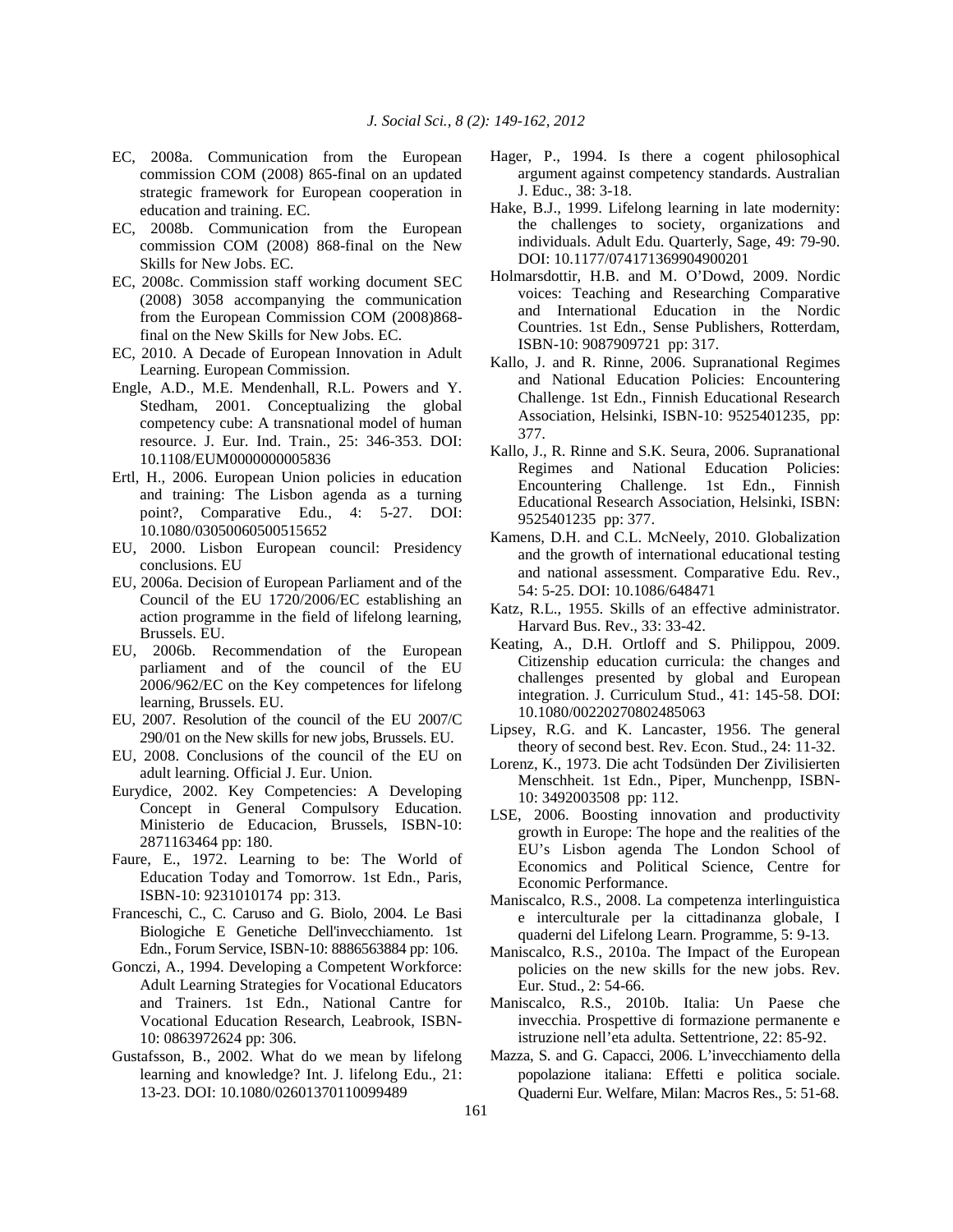EC, 2008a. Communication from the European commission COM (2008) 865-final on an updated strategic framework for European cooperation in education and training. EC.

EC, 2008b. Communication from the European commission COM (2008) 868-final on the New Skills for New Jobs. EC.

EC, 2008c. Commission staff working document SEC (2008) 3058 accompanying the communication from the European Commission COM (2008)868-final on the New Skills for New Jobs. EC.

EC, 2010. A Decade of European Innovation in Adult Learning. European Commission.

Engle, A.D., M.E. Mendenhall, R.L. Powers and Y. Stedham, 2001. Conceptualizing the global competency cube: A transnational model of human resource. J. Eur. Ind. Train., 25: 346-353. DOI: 10.1108/EUM0000000005836

Ertl, H., 2006. European Union policies in education and training: The Lisbon agenda as a turning point?, Comparative Edu., 4: 5-27. DOI: 10.1080/03050060500515652

EU, 2000. Lisbon European council: Presidency conclusions. EU

EU, 2006a. Decision of European Parliament and of the Council of the EU 1720/2006/EC establishing an action programme in the field of lifelong learning, Brussels. EU.

EU, 2006b. Recommendation of the European parliament and of the council of the EU 2006/962/EC on the Key competences for lifelong learning, Brussels. EU.

EU, 2007. Resolution of the council of the EU 2007/C 290/01 on the New skills for new jobs, Brussels. EU.

EU, 2008. Conclusions of the council of the EU on adult learning. Official J. Eur. Union.

Eurydice, 2002. Key Competencies: A Developing Concept in General Compulsory Education. Ministerio de Educacion, Brussels, ISBN-10: 2871163464 pp: 180.

Faure, E., 1972. Learning to be: The World of Education Today and Tomorrow. 1st Edn., Paris, ISBN-10: 9231010174 pp: 313.

Franceschi, C., C. Caruso and G. Biolo, 2004. Le Basi Biologiche E Genetiche Dell'invecchiamento. 1st Edn., Forum Service, ISBN-10: 8886563884 pp: 106.

Gonczi, A., 1994. Developing a Competent Workforce: Adult Learning Strategies for Vocational Educators and Trainers. 1st Edn., National Cantre for Vocational Education Research, Leabrook, ISBN-10: 0863972624 pp: 306.

Gustafsson, B., 2002. What do we mean by lifelong learning and knowledge? Int. J. lifelong Edu., 21: 13-23. DOI: 10.1080/02601370110099489

Hager, P., 1994. Is there a cogent philosophical argument against competency standards. Australian J. Educ., 38: 3-18.

Hake, B.J., 1999. Lifelong learning in late modernity: the challenges to society, organizations and individuals. Adult Edu. Quarterly, Sage, 49: 79-90. DOI: 10.1177/074171369904900201

Holmarsdottir, H.B. and M. O'Dowd, 2009. Nordic voices: Teaching and Researching Comparative and International Education in the Nordic Countries. 1st Edn., Sense Publishers, Rotterdam, ISBN-10: 9087909721 pp: 317.

Kallo, J. and R. Rinne, 2006. Supranational Regimes and National Education Policies: Encountering Challenge. 1st Edn., Finnish Educational Research Association, Helsinki, ISBN-10: 9525401235, pp: 377.

Kallo, J., R. Rinne and S.K. Seura, 2006. Supranational Regimes and National Education Policies: Encountering Challenge. 1st Edn., Finnish Educational Research Association, Helsinki, ISBN: 9525401235 pp: 377.

Kamens, D.H. and C.L. McNeely, 2010. Globalization and the growth of international educational testing and national assessment. Comparative Edu. Rev., 54: 5-25. DOI: 10.1086/648471

Katz, R.L., 1955. Skills of an effective administrator. Harvard Bus. Rev., 33: 33-42.

Keating, A., D.H. Ortloff and S. Philippou, 2009. Citizenship education curricula: the changes and challenges presented by global and European integration. J. Curriculum Stud., 41: 145-58. DOI: 10.1080/00220270802485063

Lipsey, R.G. and K. Lancaster, 1956. The general theory of second best. Rev. Econ. Stud., 24: 11-32.

Lorenz, K., 1973. Die acht Todsünden Der Zivilisierten Menschheit. 1st Edn., Piper, Munchenpp, ISBN-10: 3492003508 pp: 112.

LSE, 2006. Boosting innovation and productivity growth in Europe: The hope and the realities of the EU's Lisbon agenda The London School of Economics and Political Science, Centre for Economic Performance.

Maniscalco, R.S., 2008. La competenza interlinguistica e interculturale per la cittadinanza globale, I quaderni del Lifelong Learn. Programme, 5: 9-13.

Maniscalco, R.S., 2010a. The Impact of the European policies on the new skills for the new jobs. Rev. Eur. Stud., 2: 54-66.

Maniscalco, R.S., 2010b. Italia: Un Paese che invecchia. Prospettive di formazione permanente e istruzione nell'eta adulta. Settentrione, 22: 85-92.

Mazza, S. and G. Capacci, 2006. L'invecchiamento della popolazione italiana: Effetti e politica sociale. Quaderni Eur. Welfare, Milan: Macros Res., 5: 51-68.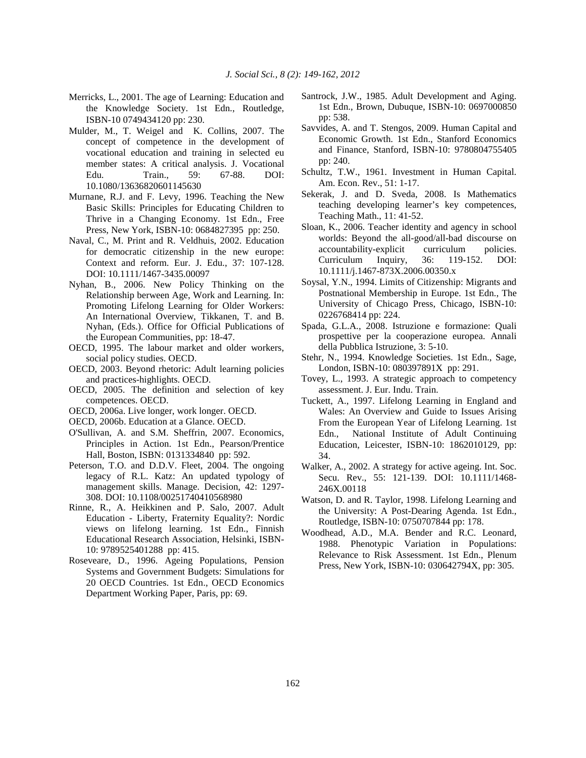Merricks, L., 2001. The age of Learning: Education and the Knowledge Society. 1st Edn., Routledge, ISBN-10 0749434120 pp: 230.

Mulder, M., T. Weigel and K. Collins, 2007. The concept of competence in the development of vocational education and training in selected eu member states: A critical analysis. J. Vocational Edu. Train., 59: 67-88. DOI: 10.1080/13636820601145630

Murnane, R.J. and F. Levy, 1996. Teaching the New Basic Skills: Principles for Educating Children to Thrive in a Changing Economy. 1st Edn., Free Press, New York, ISBN-10: 0684827395 pp: 250.

Naval, C., M. Print and R. Veldhuis, 2002. Education for democratic citizenship in the new europe: Context and reform. Eur. J. Edu., 37: 107-128. DOI: 10.1111/1467-3435.00097

Nyhan, B., 2006. New Policy Thinking on the Relationship berween Age, Work and Learning. In: Promoting Lifelong Learning for Older Workers: An International Overview, Tikkanen, T. and B. Nyhan, (Eds.). Office for Official Publications of the European Communities, pp: 18-47.

OECD, 1995. The labour market and older workers, social policy studies. OECD.

OECD, 2003. Beyond rhetoric: Adult learning policies and practices-highlights. OECD.

OECD, 2005. The definition and selection of key competences. OECD.

OECD, 2006a. Live longer, work longer. OECD.

OECD, 2006b. Education at a Glance. OECD.

O'Sullivan, A. and S.M. Sheffrin, 2007. Economics, Principles in Action. 1st Edn., Pearson/Prentice Hall, Boston, ISBN: 0131334840 pp: 592.

Peterson, T.O. and D.D.V. Fleet, 2004. The ongoing legacy of R.L. Katz: An updated typology of management skills. Manage. Decision, 42: 1297-308. DOI: 10.1108/00251740410568980

Rinne, R., A. Heikkinen and P. Salo, 2007. Adult Education - Liberty, Fraternity Equality?: Nordic views on lifelong learning. 1st Edn., Finnish Educational Research Association, Helsinki, ISBN-10: 9789525401288 pp: 415.

Roseveare, D., 1996. Ageing Populations, Pension Systems and Government Budgets: Simulations for 20 OECD Countries. 1st Edn., OECD Economics Department Working Paper, Paris, pp: 69.

Santrock, J.W., 1985. Adult Development and Aging. 1st Edn., Brown, Dubuque, ISBN-10: 0697000850 pp: 538.

Savvides, A. and T. Stengos, 2009. Human Capital and Economic Growth. 1st Edn., Stanford Economics and Finance, Stanford, ISBN-10: 9780804755405 pp: 240.

Schultz, T.W., 1961. Investment in Human Capital. Am. Econ. Rev., 51: 1-17.

Sekerak, J. and D. Sveda, 2008. Is Mathematics teaching developing learner's key competences, Teaching Math., 11: 41-52.

Sloan, K., 2006. Teacher identity and agency in school worlds: Beyond the all-good/all-bad discourse on accountability-explicit curriculum policies. Curriculum Inquiry, 36: 119-152. DOI: 10.1111/j.1467-873X.2006.00350.x

Soysal, Y.N., 1994. Limits of Citizenship: Migrants and Postnational Membership in Europe. 1st Edn., The University of Chicago Press, Chicago, ISBN-10: 0226768414 pp: 224.

Spada, G.L.A., 2008. Istruzione e formazione: Quali prospettive per la cooperazione europea. Annali della Pubblica Istruzione, 3: 5-10.

Stehr, N., 1994. Knowledge Societies. 1st Edn., Sage, London, ISBN-10: 080397891X pp: 291.

Tovey, L., 1993. A strategic approach to competency assessment. J. Eur. Indu. Train.

Tuckett, A., 1997. Lifelong Learning in England and Wales: An Overview and Guide to Issues Arising From the European Year of Lifelong Learning. 1st Edn., National Institute of Adult Continuing Education, Leicester, ISBN-10: 1862010129, pp: 34.

Walker, A., 2002. A strategy for active ageing. Int. Soc. Secu. Rev., 55: 121-139. DOI: 10.1111/1468-246X.00118

Watson, D. and R. Taylor, 1998. Lifelong Learning and the University: A Post-Dearing Agenda. 1st Edn., Routledge, ISBN-10: 0750707844 pp: 178.

Woodhead, A.D., M.A. Bender and R.C. Leonard, 1988. Phenotypic Variation in Populations: Relevance to Risk Assessment. 1st Edn., Plenum Press, New York, ISBN-10: 030642794X, pp: 305.